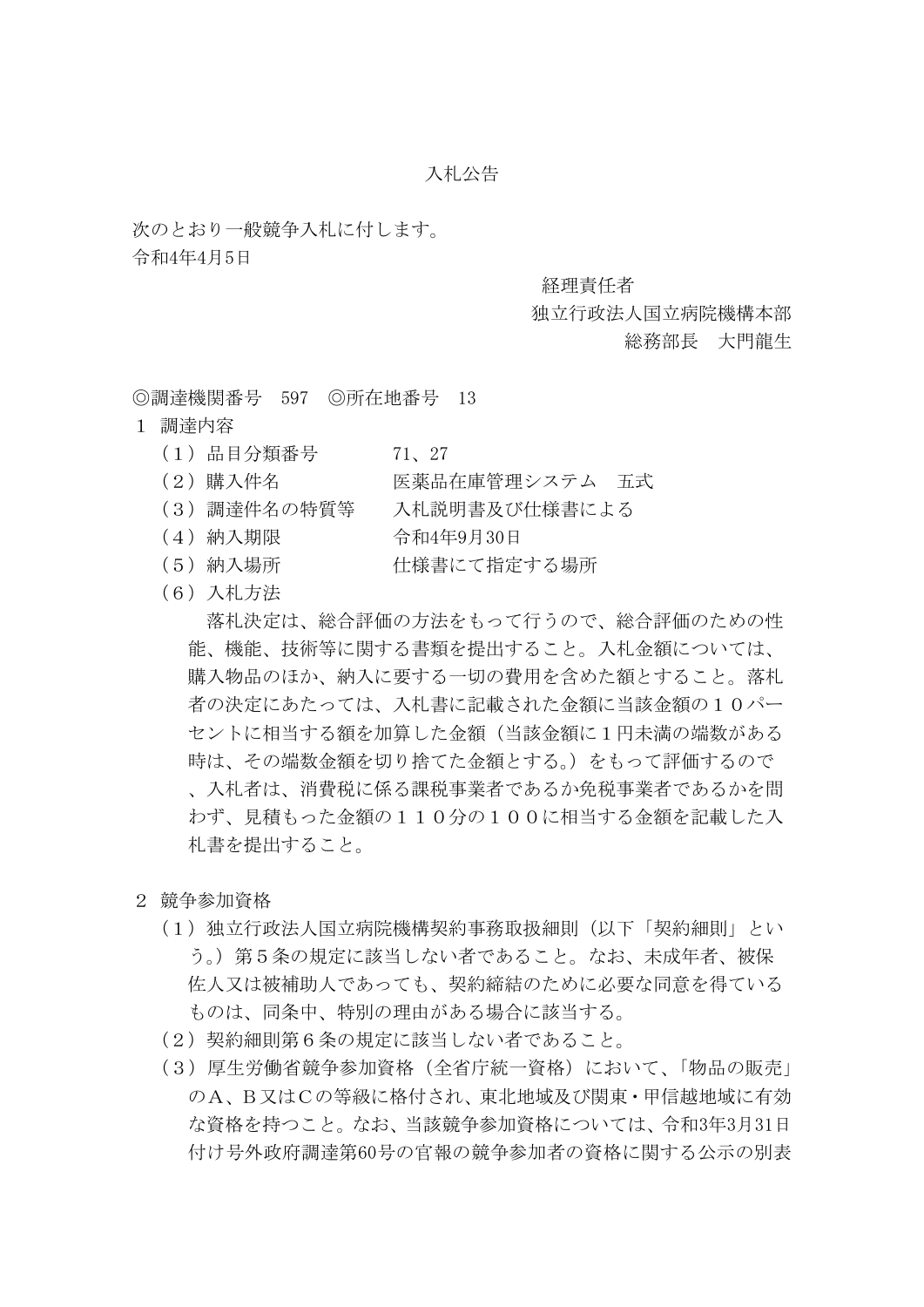# 入札公告

次のとおり一般競争入札に付します。
令和4年4月5日

経理責任者
独立行政法人国立病院機構本部
総務部長　大門龍生

◎調達機関番号　597　◎所在地番号　13

1　調達内容

（１）品目分類番号　71、27

（２）購入件名　医薬品在庫管理システム　五式

（３）調達件名の特質等　入札説明書及び仕様書による

（４）納入期限　令和4年9月30日

（５）納入場所　仕様書にて指定する場所

（６）入札方法

落札決定は、総合評価の方法をもって行うので、総合評価のための性能、機能、技術等に関する書類を提出すること。入札金額については、購入物品のほか、納入に要する一切の費用を含めた額とすること。落札者の決定にあたっては、入札書に記載された金額に当該金額の１０パーセントに相当する額を加算した金額（当該金額に１円未満の端数がある時は、その端数金額を切り捨てた金額とする。）をもって評価するので、入札者は、消費税に係る課税事業者であるか免税事業者であるかを問わず、見積もった金額の１１０分の１００に相当する金額を記載した入札書を提出すること。

2　競争参加資格

（１）独立行政法人国立病院機構契約事務取扱細則（以下「契約細則」という。）第５条の規定に該当しない者であること。なお、未成年者、被保佐人又は被補助人であっても、契約締結のために必要な同意を得ているものは、同条中、特別の理由がある場合に該当する。

（２）契約細則第６条の規定に該当しない者であること。

（３）厚生労働省競争参加資格（全省庁統一資格）において、「物品の販売」のA、B又はCの等級に格付され、東北地域及び関東・甲信越地域に有効な資格を持つこと。なお、当該競争参加資格については、令和3年3月31日付け号外政府調達第60号の官報の競争参加者の資格に関する公示の別表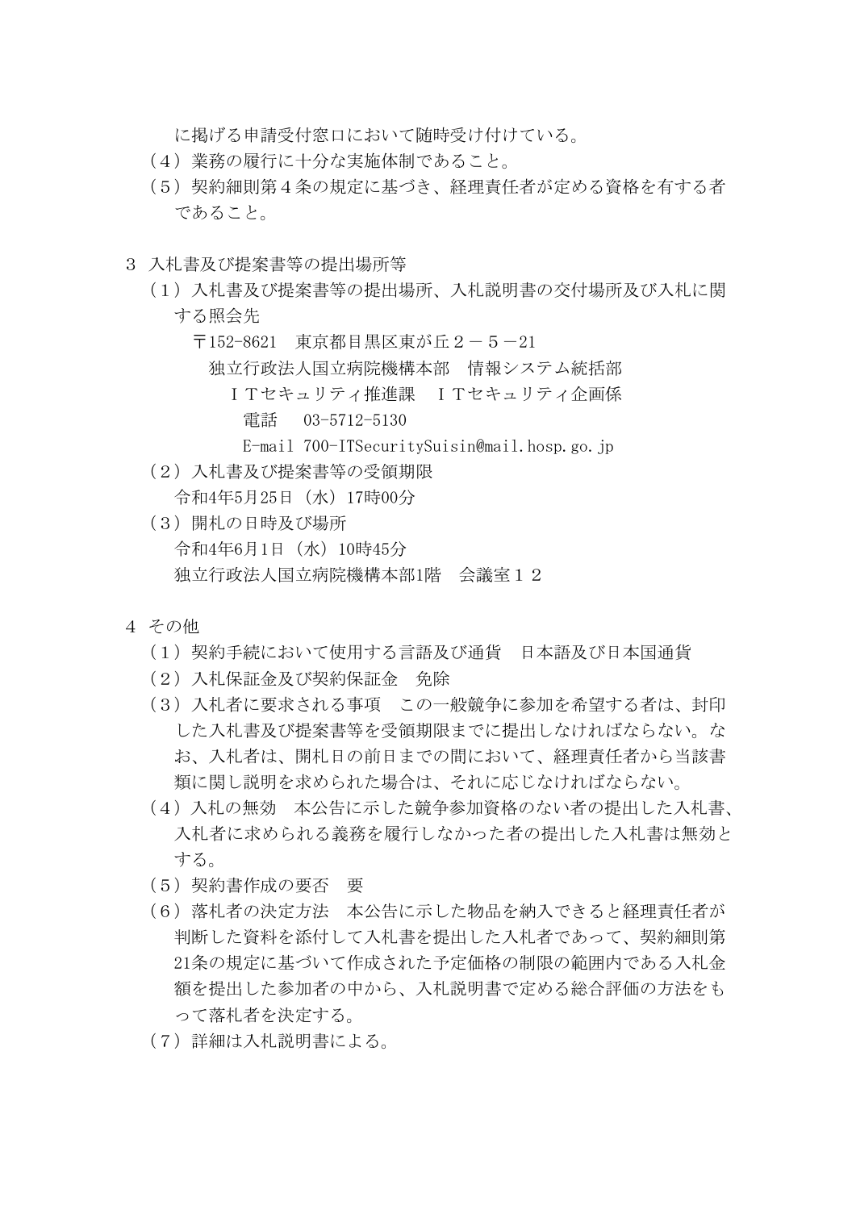に掲げる申請受付窓口において随時受け付けている。

（４）業務の履行に十分な実施体制であること。

（５）契約細則第４条の規定に基づき、経理責任者が定める資格を有する者であること。

３ 入札書及び提案書等の提出場所等

（１）入札書及び提案書等の提出場所、入札説明書の交付場所及び入札に関する照会先

〒152-8621　東京都目黒区東が丘２－５－21

独立行政法人国立病院機構本部　情報システム統括部

ＩＴセキュリティ推進課　ＩＴセキュリティ企画係

電話　03-5712-5130

E-mail 700-ITSecuritySuisin@mail.hosp.go.jp

（２）入札書及び提案書等の受領期限

令和4年5月25日（水）17時00分

（３）開札の日時及び場所

令和4年6月1日（水）10時45分

独立行政法人国立病院機構本部1階　会議室１２

４ その他

（１）契約手続において使用する言語及び通貨　日本語及び日本国通貨

（２）入札保証金及び契約保証金　免除

（３）入札者に要求される事項　この一般競争に参加を希望する者は、封印した入札書及び提案書等を受領期限までに提出しなければならない。なお、入札者は、開札日の前日までの間において、経理責任者から当該書類に関し説明を求められた場合は、それに応じなければならない。

（４）入札の無効　本公告に示した競争参加資格のない者の提出した入札書、入札者に求められる義務を履行しなかった者の提出した入札書は無効とする。

（５）契約書作成の要否　要

（６）落札者の決定方法　本公告に示した物品を納入できると経理責任者が判断した資料を添付して入札書を提出した入札者であって、契約細則第21条の規定に基づいて作成された予定価格の制限の範囲内である入札金額を提出した参加者の中から、入札説明書で定める総合評価の方法をもって落札者を決定する。

（７）詳細は入札説明書による。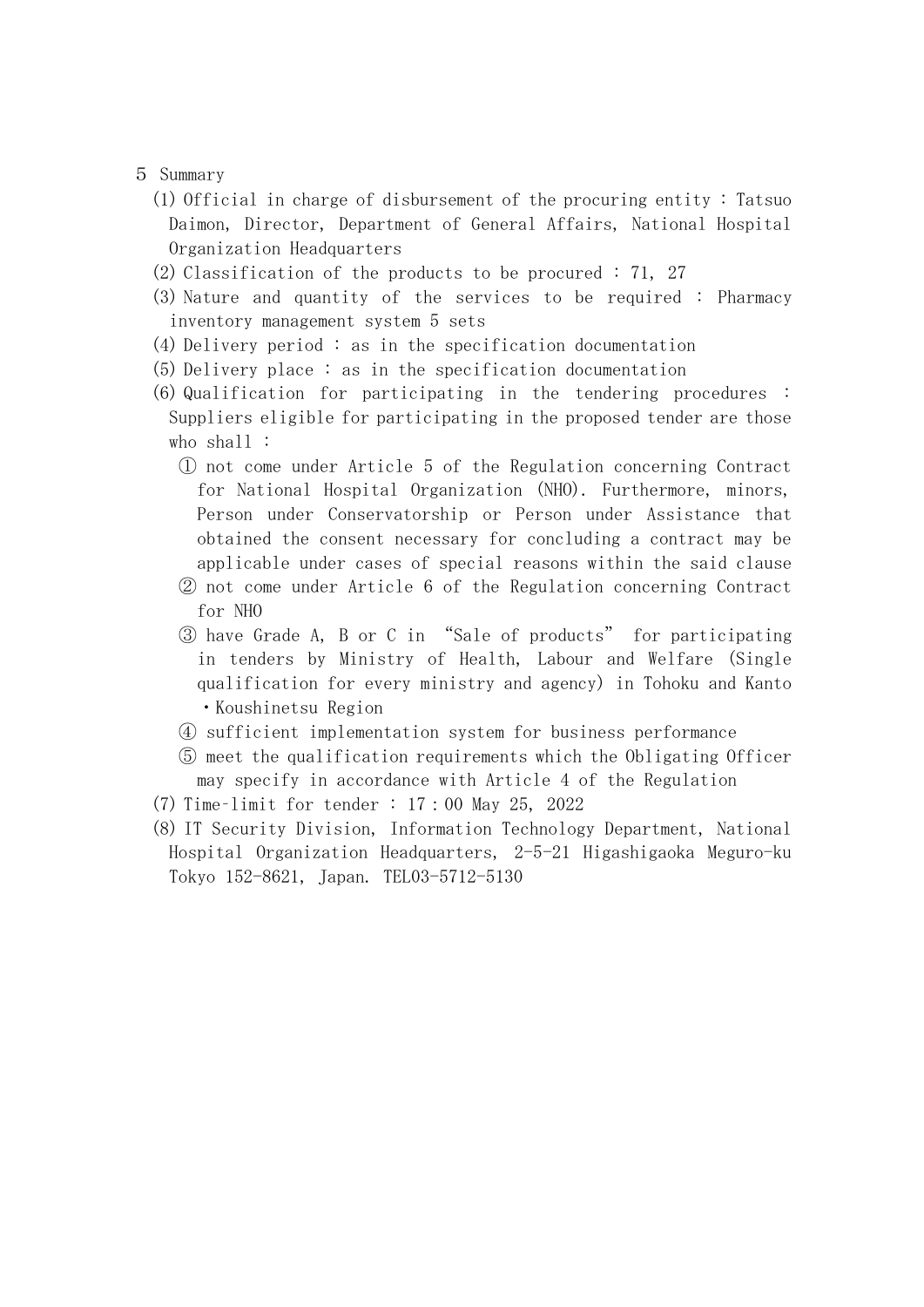5 Summary

(1) Official in charge of disbursement of the procuring entity : Tatsuo Daimon, Director, Department of General Affairs, National Hospital Organization Headquarters

(2) Classification of the products to be procured : 71, 27

(3) Nature and quantity of the services to be required : Pharmacy inventory management system 5 sets

(4) Delivery period : as in the specification documentation

(5) Delivery place : as in the specification documentation

(6) Qualification for participating in the tendering procedures : Suppliers eligible for participating in the proposed tender are those who shall :

① not come under Article 5 of the Regulation concerning Contract for National Hospital Organization (NHO). Furthermore, minors, Person under Conservatorship or Person under Assistance that obtained the consent necessary for concluding a contract may be applicable under cases of special reasons within the said clause

② not come under Article 6 of the Regulation concerning Contract for NHO

③ have Grade A, B or C in "Sale of products" for participating in tenders by Ministry of Health, Labour and Welfare (Single qualification for every ministry and agency) in Tohoku and Kanto・Koushinetsu Region

④ sufficient implementation system for business performance

⑤ meet the qualification requirements which the Obligating Officer may specify in accordance with Article 4 of the Regulation

(7) Time-limit for tender : 17：00 May 25, 2022

(8) IT Security Division, Information Technology Department, National Hospital Organization Headquarters, 2-5-21 Higashigaoka Meguro-ku Tokyo 152-8621, Japan. TEL03-5712-5130